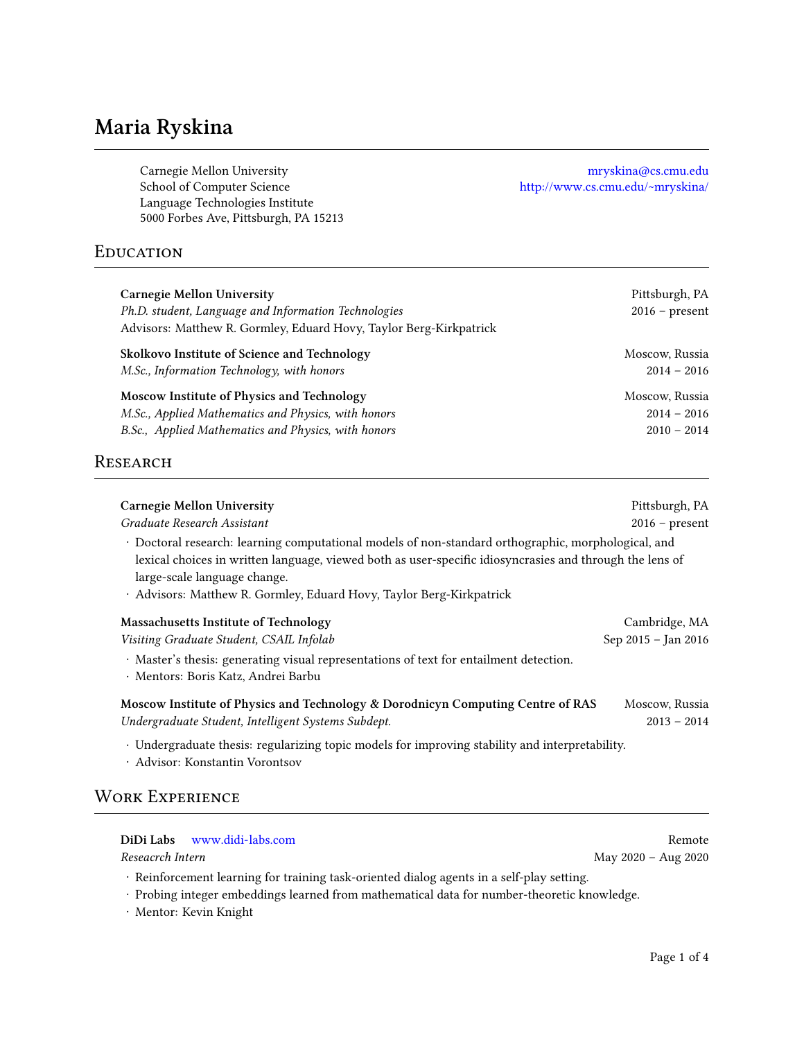# Maria Ryskina

Carnegie Mellon University
School of Computer Science
Language Technologies Institute
5000 Forbes Ave, Pittsburgh, PA 15213

mryskina@cs.cmu.edu
http://www.cs.cmu.edu/~mryskina/

## Education

**Carnegie Mellon University** — Pittsburgh, PA
*Ph.D. student, Language and Information Technologies* — 2016 – present
Advisors: Matthew R. Gormley, Eduard Hovy, Taylor Berg-Kirkpatrick

**Skolkovo Institute of Science and Technology** — Moscow, Russia
*M.Sc., Information Technology, with honors* — 2014 – 2016

**Moscow Institute of Physics and Technology** — Moscow, Russia
*M.Sc., Applied Mathematics and Physics, with honors* — 2014 – 2016
*B.Sc., Applied Mathematics and Physics, with honors* — 2010 – 2014

## Research

**Carnegie Mellon University** — Pittsburgh, PA
*Graduate Research Assistant* — 2016 – present

- Doctoral research: learning computational models of non-standard orthographic, morphological, and lexical choices in written language, viewed both as user-specific idiosyncrasies and through the lens of large-scale language change.
- Advisors: Matthew R. Gormley, Eduard Hovy, Taylor Berg-Kirkpatrick

**Massachusetts Institute of Technology** — Cambridge, MA
*Visiting Graduate Student, CSAIL Infolab* — Sep 2015 – Jan 2016

- Master's thesis: generating visual representations of text for entailment detection.
- Mentors: Boris Katz, Andrei Barbu

**Moscow Institute of Physics and Technology & Dorodnicyn Computing Centre of RAS** — Moscow, Russia
*Undergraduate Student, Intelligent Systems Subdept.* — 2013 – 2014

- Undergraduate thesis: regularizing topic models for improving stability and interpretability.
- Advisor: Konstantin Vorontsov

## Work Experience

**DiDi Labs** www.didi-labs.com — Remote
*Reseacrch Intern* — May 2020 – Aug 2020

- Reinforcement learning for training task-oriented dialog agents in a self-play setting.
- Probing integer embeddings learned from mathematical data for number-theoretic knowledge.
- Mentor: Kevin Knight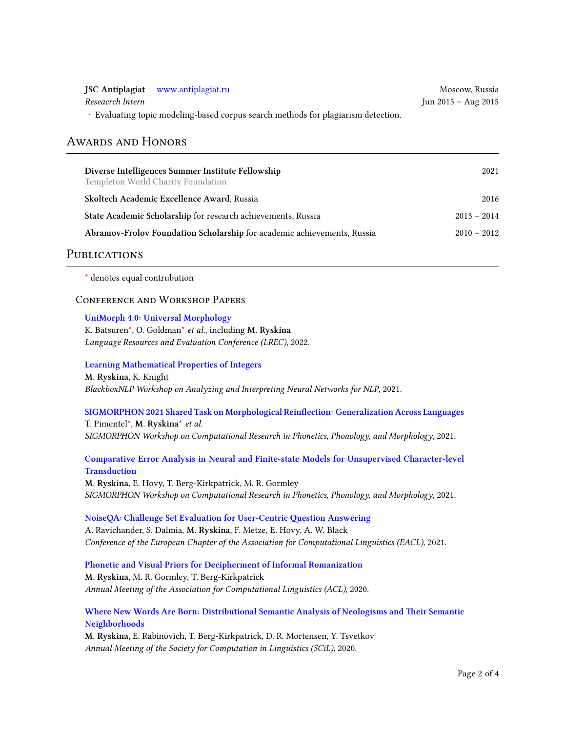**JSC Antiplagiat** www.antiplagiat.ru — Moscow, Russia
*Reseacrch Intern* — Jun 2015 – Aug 2015

- Evaluating topic modeling-based corpus search methods for plagiarism detection.

## Awards and Honors

**Diverse Intelligences Summer Institute Fellowship** — 2021
Templeton World Charity Foundation

**Skoltech Academic Excellence Award**, Russia — 2016

**State Academic Scholarship** for research achievements, Russia — 2013 – 2014

**Abramov-Frolov Foundation Scholarship** for academic achievements, Russia — 2010 – 2012

## Publications

* denotes equal contrubution

### Conference and Workshop Papers

**UniMorph 4.0: Universal Morphology**
K. Batsuren*, O. Goldman* *et al.*, including **M. Ryskina**
*Language Resources and Evaluation Conference (LREC)*, 2022.

**Learning Mathematical Properties of Integers**
**M. Ryskina**, K. Knight
*BlackboxNLP Workshop on Analyzing and Interpreting Neural Networks for NLP*, 2021.

**SIGMORPHON 2021 Shared Task on Morphological Reinflection: Generalization Across Languages**
T. Pimentel*, **M. Ryskina*** *et al.*
*SIGMORPHON Workshop on Computational Research in Phonetics, Phonology, and Morphology*, 2021.

**Comparative Error Analysis in Neural and Finite-state Models for Unsupervised Character-level Transduction**
**M. Ryskina**, E. Hovy, T. Berg-Kirkpatrick, M. R. Gormley
*SIGMORPHON Workshop on Computational Research in Phonetics, Phonology, and Morphology*, 2021.

**NoiseQA: Challenge Set Evaluation for User-Centric Question Answering**
A. Ravichander, S. Dalmia, **M. Ryskina**, F. Metze, E. Hovy, A. W. Black
*Conference of the European Chapter of the Association for Computational Linguistics (EACL)*, 2021.

**Phonetic and Visual Priors for Decipherment of Informal Romanization**
**M. Ryskina**, M. R. Gormley, T. Berg-Kirkpatrick
*Annual Meeting of the Association for Computational Linguistics (ACL)*, 2020.

**Where New Words Are Born: Distributional Semantic Analysis of Neologisms and Their Semantic Neighborhoods**
**M. Ryskina**, E. Rabinovich, T. Berg-Kirkpatrick, D. R. Mortensen, Y. Tsvetkov
*Annual Meeting of the Society for Computation in Linguistics (SCiL)*, 2020.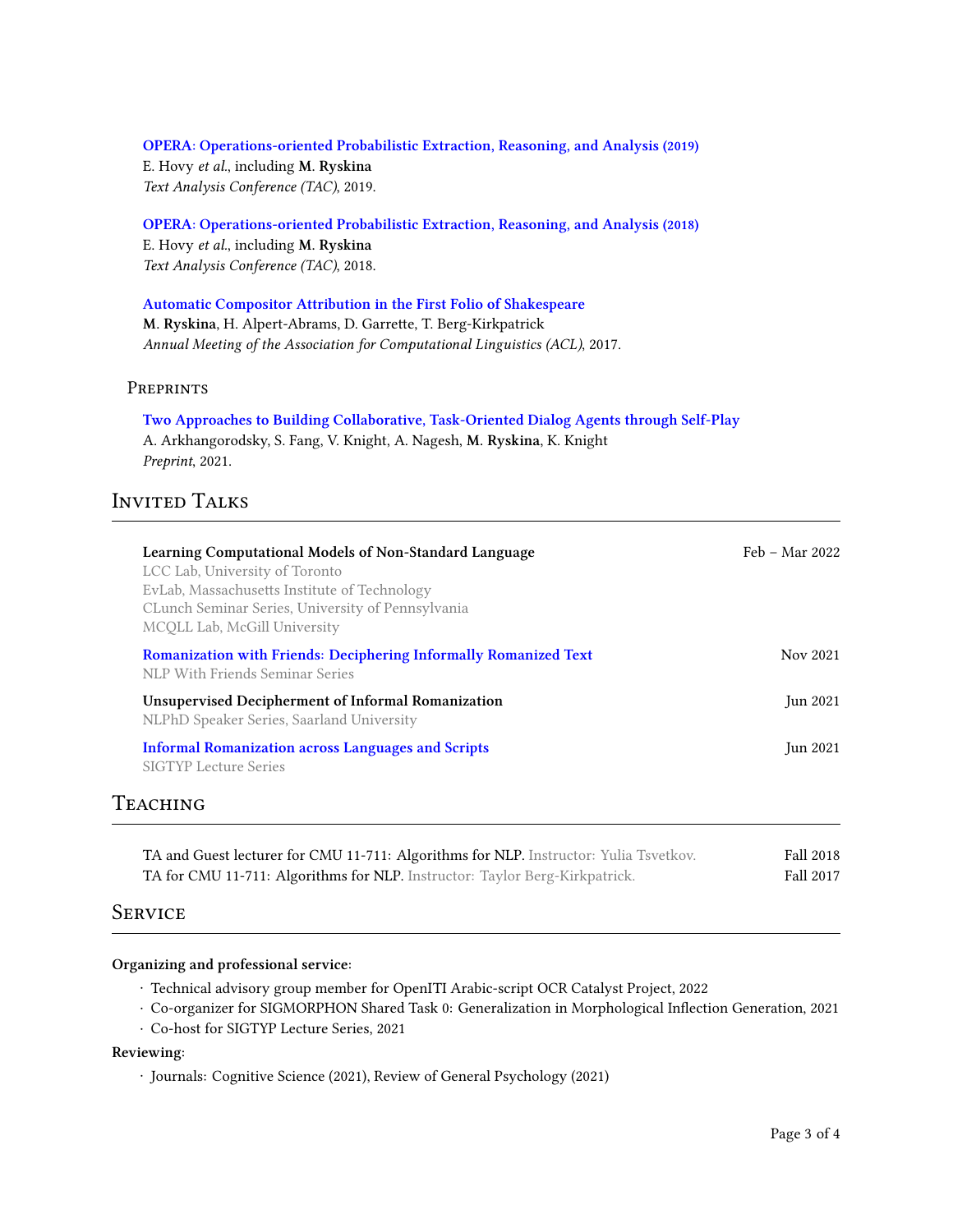**OPERA: Operations-oriented Probabilistic Extraction, Reasoning, and Analysis (2019)**
E. Hovy *et al.*, including **M. Ryskina**
*Text Analysis Conference (TAC)*, 2019.

**OPERA: Operations-oriented Probabilistic Extraction, Reasoning, and Analysis (2018)**
E. Hovy *et al.*, including **M. Ryskina**
*Text Analysis Conference (TAC)*, 2018.

**Automatic Compositor Attribution in the First Folio of Shakespeare**
**M. Ryskina**, H. Alpert-Abrams, D. Garrette, T. Berg-Kirkpatrick
*Annual Meeting of the Association for Computational Linguistics (ACL)*, 2017.

### Preprints

**Two Approaches to Building Collaborative, Task-Oriented Dialog Agents through Self-Play**
A. Arkhangorodsky, S. Fang, V. Knight, A. Nagesh, **M. Ryskina**, K. Knight
*Preprint*, 2021.

## Invited Talks

**Learning Computational Models of Non-Standard Language** — Feb – Mar 2022
LCC Lab, University of Toronto
EvLab, Massachusetts Institute of Technology
CLunch Seminar Series, University of Pennsylvania
MCQLL Lab, McGill University

**Romanization with Friends: Deciphering Informally Romanized Text** — Nov 2021
NLP With Friends Seminar Series

**Unsupervised Decipherment of Informal Romanization** — Jun 2021
NLPhD Speaker Series, Saarland University

**Informal Romanization across Languages and Scripts** — Jun 2021
SIGTYP Lecture Series

## Teaching

TA and Guest lecturer for CMU 11-711: Algorithms for NLP. Instructor: Yulia Tsvetkov. — Fall 2018
TA for CMU 11-711: Algorithms for NLP. Instructor: Taylor Berg-Kirkpatrick. — Fall 2017

## Service

**Organizing and professional service:**

- Technical advisory group member for OpenITI Arabic-script OCR Catalyst Project, 2022
- Co-organizer for SIGMORPHON Shared Task 0: Generalization in Morphological Inflection Generation, 2021
- Co-host for SIGTYP Lecture Series, 2021

**Reviewing:**

- Journals: Cognitive Science (2021), Review of General Psychology (2021)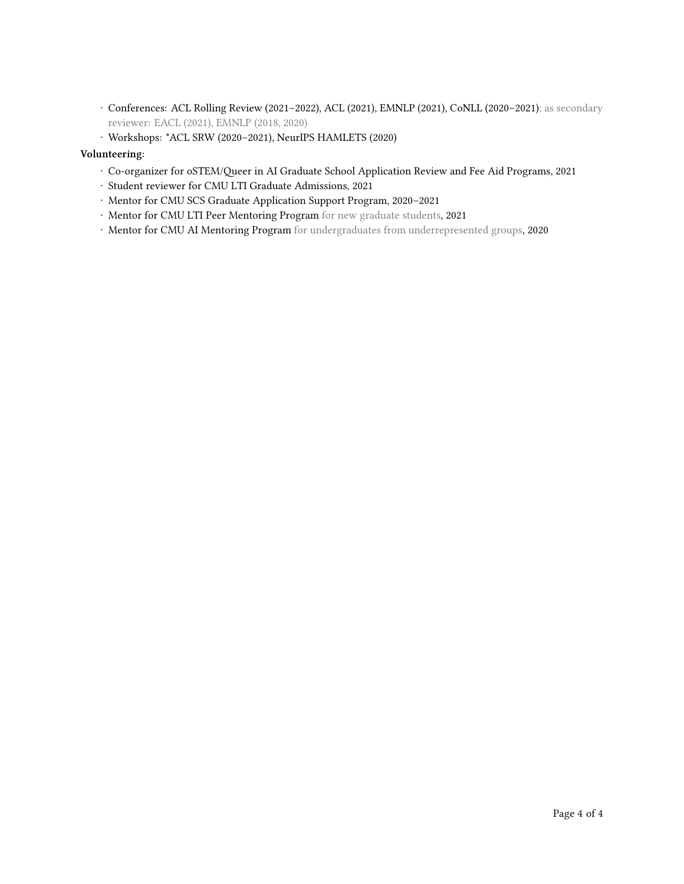- Conferences: ACL Rolling Review (2021–2022), ACL (2021), EMNLP (2021), CoNLL (2020–2021); as secondary reviewer: EACL (2021), EMNLP (2018, 2020)
- Workshops: *ACL SRW (2020–2021), NeurIPS HAMLETS (2020)

**Volunteering**:

- Co-organizer for oSTEM/Queer in AI Graduate School Application Review and Fee Aid Programs, 2021
- Student reviewer for CMU LTI Graduate Admissions, 2021
- Mentor for CMU SCS Graduate Application Support Program, 2020–2021
- Mentor for CMU LTI Peer Mentoring Program for new graduate students, 2021
- Mentor for CMU AI Mentoring Program for undergraduates from underrepresented groups, 2020